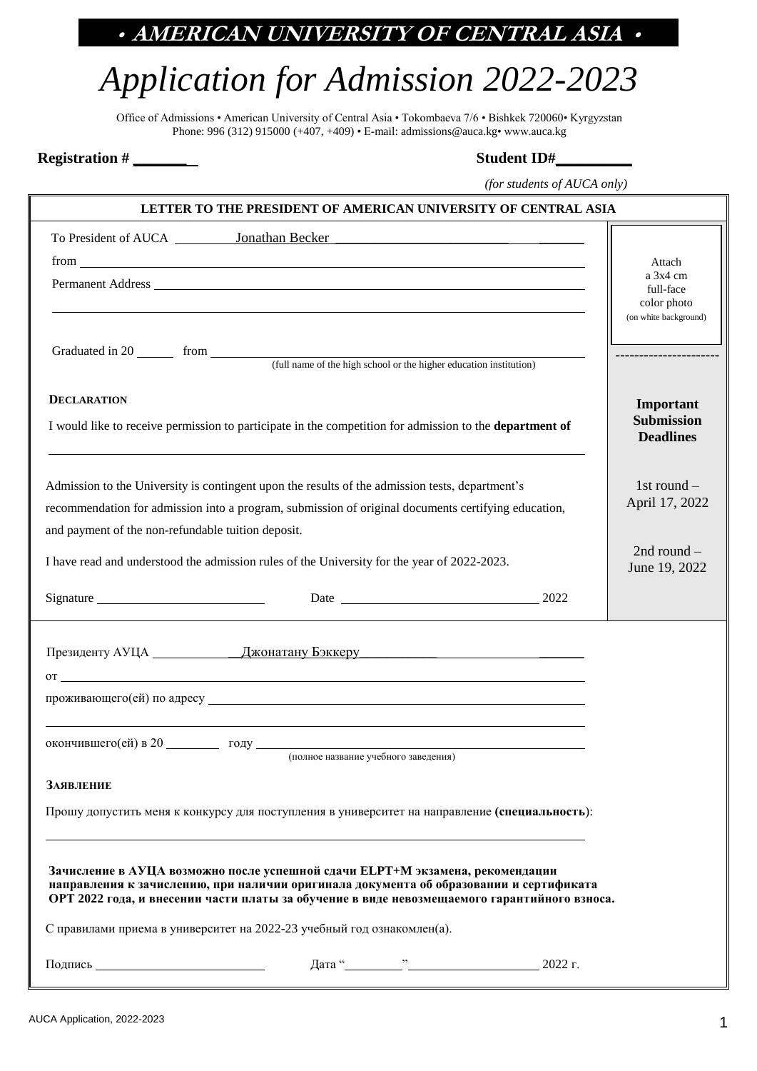**• AMERICAN UNIVERSITY OF CENTRAL ASIA •**

# *Application for Admission 2022-2023*

Office of Admissions • American University of Central Asia • Tokombaeva 7/6 • Bishkek 720060• Kyrgyzstan
Phone: 996 (312) 915000 (+407, +409) • E-mail: admissions@auca.kg• www.auca.kg

**Registration #** _______ **Student ID#**__________

*(for students of AUCA only)*

**LETTER TO THE PRESIDENT OF AMERICAN UNIVERSITY OF CENTRAL ASIA**

To President of AUCA __________ Jonathan Becker ______________________________

from ____________________________________________________________

Permanent Address ____________________________________________________________

____________________________________________________________

Graduated in 20 ______ from ____________________________________________________________
(full name of the high school or the higher education institution)

Attach a 3x4 cm full-face color photo (on white background)

**Important Submission Deadlines**

1st round – April 17, 2022

2nd round – June 19, 2022

**DECLARATION**

I would like to receive permission to participate in the competition for admission to the **department of**

____________________________________________________________

Admission to the University is contingent upon the results of the admission tests, department's recommendation for admission into a program, submission of original documents certifying education, and payment of the non-refundable tuition deposit.

I have read and understood the admission rules of the University for the year of 2022-2023.

Signature ____________________ Date ____________________ 2022

---

Президенту АУЦА ____________ __Джонатану Бэккеру____________ ______

от ____________________________________________________________

проживающего(ей) по адресу ____________________________________________________________

____________________________________________________________

окончившего(ей) в 20 ________ году ____________________________________________________________
(полное название учебного заведения)

**ЗАЯВЛЕНИЕ**

Прошу допустить меня к конкурсу для поступления в университет на направление **(специальность)**:

____________________________________________________________

**Зачисление в АУЦА возможно после успешной сдачи ELPT+M экзамена, рекомендации направления к зачислению, при наличии оригинала документа об образовании и сертификата ОРТ 2022 года, и внесении части платы за обучение в виде невозмещаемого гарантийного взноса.**

С правилами приема в университет на 2022-23 учебный год ознакомлен(а).

Подпись ____________________ Дата "________"____________________ 2022 г.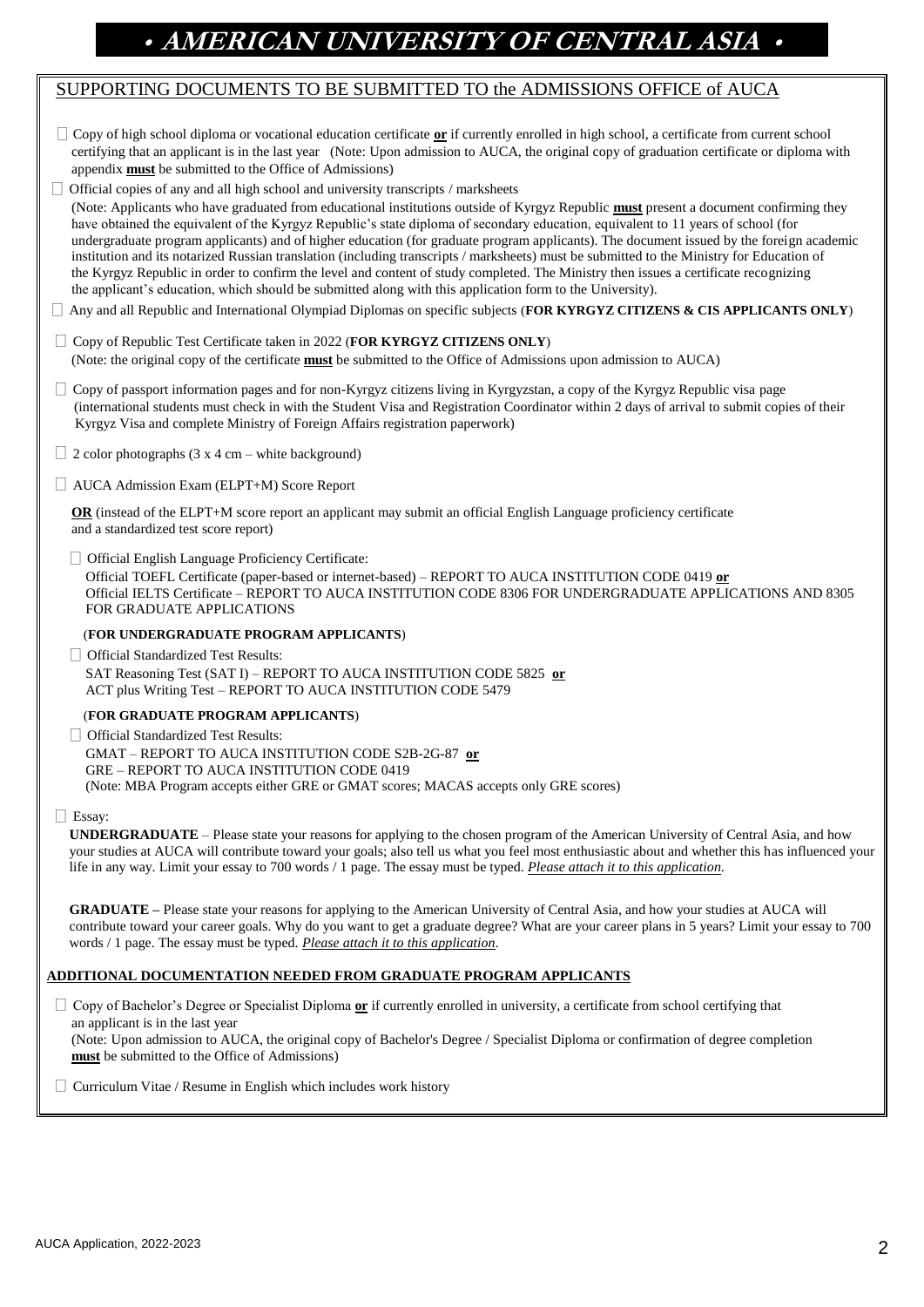# • AMERICAN UNIVERSITY OF CENTRAL ASIA •

## SUPPORTING DOCUMENTS TO BE SUBMITTED TO the ADMISSIONS OFFICE of AUCA

- ☐ Copy of high school diploma or vocational education certificate **or** if currently enrolled in high school, a certificate from current school certifying that an applicant is in the last year (Note: Upon admission to AUCA, the original copy of graduation certificate or diploma with appendix **must** be submitted to the Office of Admissions)

- ☐ Official copies of any and all high school and university transcripts / marksheets
  (Note: Applicants who have graduated from educational institutions outside of Kyrgyz Republic **must** present a document confirming they have obtained the equivalent of the Kyrgyz Republic's state diploma of secondary education, equivalent to 11 years of school (for undergraduate program applicants) and of higher education (for graduate program applicants). The document issued by the foreign academic institution and its notarized Russian translation (including transcripts / marksheets) must be submitted to the Ministry for Education of the Kyrgyz Republic in order to confirm the level and content of study completed. The Ministry then issues a certificate recognizing the applicant's education, which should be submitted along with this application form to the University).

- ☐ Any and all Republic and International Olympiad Diplomas on specific subjects (**FOR KYRGYZ CITIZENS & CIS APPLICANTS ONLY**)

- ☐ Copy of Republic Test Certificate taken in 2022 (**FOR KYRGYZ CITIZENS ONLY**)
  (Note: the original copy of the certificate **must** be submitted to the Office of Admissions upon admission to AUCA)

- ☐ Copy of passport information pages and for non-Kyrgyz citizens living in Kyrgyzstan, a copy of the Kyrgyz Republic visa page (international students must check in with the Student Visa and Registration Coordinator within 2 days of arrival to submit copies of their Kyrgyz Visa and complete Ministry of Foreign Affairs registration paperwork)

- ☐ 2 color photographs (3 x 4 cm – white background)

- ☐ AUCA Admission Exam (ELPT+M) Score Report

  **OR** (instead of the ELPT+M score report an applicant may submit an official English Language proficiency certificate and a standardized test score report)

  - ☐ Official English Language Proficiency Certificate:
    Official TOEFL Certificate (paper-based or internet-based) – REPORT TO AUCA INSTITUTION CODE 0419 **or**
    Official IELTS Certificate – REPORT TO AUCA INSTITUTION CODE 8306 FOR UNDERGRADUATE APPLICATIONS AND 8305 FOR GRADUATE APPLICATIONS

  (**FOR UNDERGRADUATE PROGRAM APPLICANTS**)

  - ☐ Official Standardized Test Results:
    SAT Reasoning Test (SAT I) – REPORT TO AUCA INSTITUTION CODE 5825 **or**
    ACT plus Writing Test – REPORT TO AUCA INSTITUTION CODE 5479

  (**FOR GRADUATE PROGRAM APPLICANTS**)

  - ☐ Official Standardized Test Results:
    GMAT – REPORT TO AUCA INSTITUTION CODE S2B-2G-87 **or**
    GRE – REPORT TO AUCA INSTITUTION CODE 0419
    (Note: MBA Program accepts either GRE or GMAT scores; MACAS accepts only GRE scores)

- ☐ Essay:
  **UNDERGRADUATE** – Please state your reasons for applying to the chosen program of the American University of Central Asia, and how your studies at AUCA will contribute toward your goals; also tell us what you feel most enthusiastic about and whether this has influenced your life in any way. Limit your essay to 700 words / 1 page. The essay must be typed. *Please attach it to this application*.

  **GRADUATE** – Please state your reasons for applying to the American University of Central Asia, and how your studies at AUCA will contribute toward your career goals. Why do you want to get a graduate degree? What are your career plans in 5 years? Limit your essay to 700 words / 1 page. The essay must be typed. *Please attach it to this application*.

### ADDITIONAL DOCUMENTATION NEEDED FROM GRADUATE PROGRAM APPLICANTS

- ☐ Copy of Bachelor's Degree or Specialist Diploma **or** if currently enrolled in university, a certificate from school certifying that an applicant is in the last year
  (Note: Upon admission to AUCA, the original copy of Bachelor's Degree / Specialist Diploma or confirmation of degree completion **must** be submitted to the Office of Admissions)

- ☐ Curriculum Vitae / Resume in English which includes work history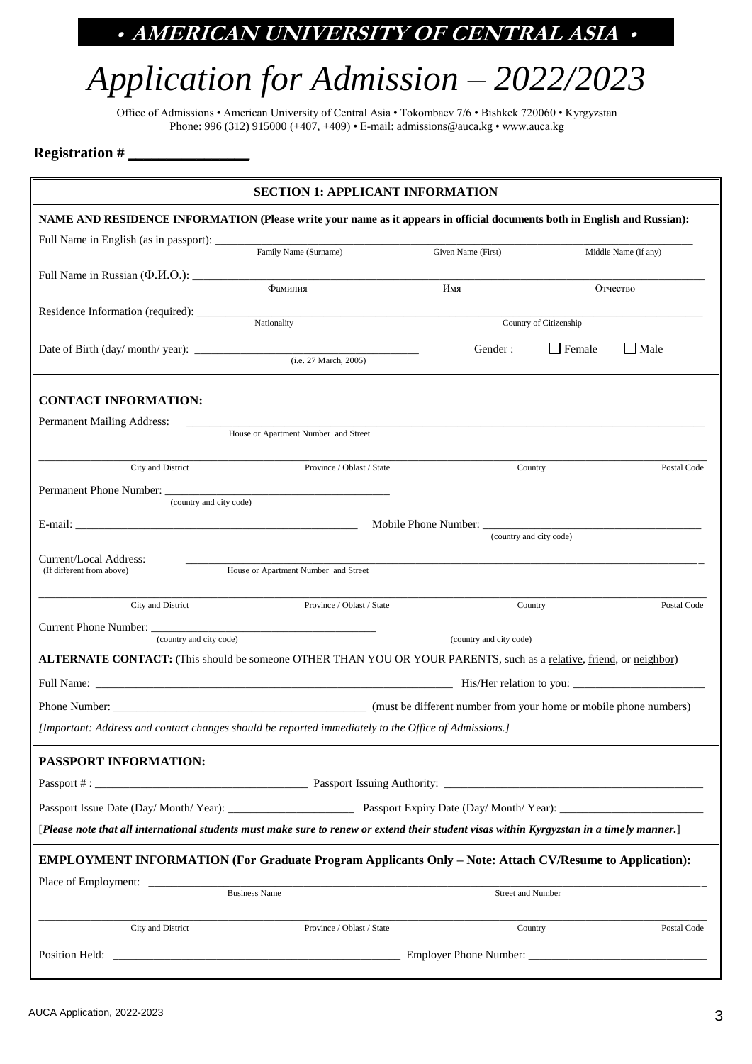**• AMERICAN UNIVERSITY OF CENTRAL ASIA •**

# *Application for Admission – 2022/2023*

Office of Admissions • American University of Central Asia • Tokombaev 7/6 • Bishkek 720060 • Kyrgyzstan
Phone: 996 (312) 915000 (+407, +409) • E-mail: admissions@auca.kg • www.auca.kg

**Registration # \_\_\_\_\_\_\_\_\_\_\_\_\_\_\_**

## SECTION 1: APPLICANT INFORMATION

**NAME AND RESIDENCE INFORMATION (Please write your name as it appears in official documents both in English and Russian):**

Full Name in English (as in passport): \_\_\_\_\_\_\_\_\_\_\_\_\_\_\_\_\_\_\_\_\_\_\_\_\_\_\_\_\_\_\_\_\_\_\_\_\_\_\_\_\_\_\_\_\_\_\_\_
Family Name (Surname) | Given Name (First) | Middle Name (if any)

Full Name in Russian (Ф.И.О.): \_\_\_\_\_\_\_\_\_\_\_\_\_\_\_\_\_\_\_\_\_\_\_\_\_\_\_\_\_\_\_\_\_\_\_\_\_\_\_\_\_\_\_\_\_\_\_\_
Фамилия | Имя | Отчество

Residence Information (required): \_\_\_\_\_\_\_\_\_\_\_\_\_\_\_\_\_\_\_\_\_\_\_\_\_\_\_\_\_\_\_\_\_\_\_\_\_\_\_\_\_\_\_\_\_\_\_\_
Nationality | Country of Citizenship

Date of Birth (day/ month/ year): \_\_\_\_\_\_\_\_\_\_\_\_\_\_\_\_\_\_\_\_\_\_\_\_\_\_\_\_\_\_ Gender : ☐ Female ☐ Male
(i.e. 27 March, 2005)

### CONTACT INFORMATION:

Permanent Mailing Address: \_\_\_\_\_\_\_\_\_\_\_\_\_\_\_\_\_\_\_\_\_\_\_\_\_\_\_\_\_\_\_\_\_\_\_\_\_\_\_\_\_\_\_\_\_\_\_\_
House or Apartment Number and Street

\_\_\_\_\_\_\_\_\_\_\_\_\_\_\_\_\_\_\_\_\_\_\_\_\_\_\_\_\_\_\_\_\_\_\_\_\_\_\_\_\_\_\_\_\_\_\_\_
City and District | Province / Oblast / State | Country | Postal Code

Permanent Phone Number: \_\_\_\_\_\_\_\_\_\_\_\_\_\_\_\_\_\_\_\_\_\_\_\_\_\_\_\_\_\_
(country and city code)

E-mail: \_\_\_\_\_\_\_\_\_\_\_\_\_\_\_\_\_\_\_\_\_\_\_\_\_\_\_\_\_\_ Mobile Phone Number: \_\_\_\_\_\_\_\_\_\_\_\_\_\_\_\_\_\_\_\_\_\_\_\_\_\_\_\_\_\_
(country and city code)

Current/Local Address: \_\_\_\_\_\_\_\_\_\_\_\_\_\_\_\_\_\_\_\_\_\_\_\_\_\_\_\_\_\_\_\_\_\_\_\_\_\_\_\_\_\_\_\_\_\_\_\_
(If different from above) House or Apartment Number and Street

\_\_\_\_\_\_\_\_\_\_\_\_\_\_\_\_\_\_\_\_\_\_\_\_\_\_\_\_\_\_\_\_\_\_\_\_\_\_\_\_\_\_\_\_\_\_\_\_
City and District | Province / Oblast / State | Country | Postal Code

Current Phone Number: \_\_\_\_\_\_\_\_\_\_\_\_\_\_\_\_\_\_\_\_\_\_\_\_\_\_\_\_\_\_
(country and city code) (country and city code)

**ALTERNATE CONTACT:** (This should be someone OTHER THAN YOU OR YOUR PARENTS, such as a relative, friend, or neighbor)

Full Name: \_\_\_\_\_\_\_\_\_\_\_\_\_\_\_\_\_\_\_\_\_\_\_\_\_\_\_\_\_\_\_\_\_\_\_\_\_\_\_\_ His/Her relation to you: \_\_\_\_\_\_\_\_\_\_\_\_\_\_\_\_\_\_\_\_

Phone Number: \_\_\_\_\_\_\_\_\_\_\_\_\_\_\_\_\_\_\_\_\_\_\_\_\_\_\_\_\_\_ (must be different number from your home or mobile phone numbers)

*[Important: Address and contact changes should be reported immediately to the Office of Admissions.]*

### PASSPORT INFORMATION:

Passport # : \_\_\_\_\_\_\_\_\_\_\_\_\_\_\_\_\_\_\_\_\_\_\_\_\_\_\_\_\_\_ Passport Issuing Authority: \_\_\_\_\_\_\_\_\_\_\_\_\_\_\_\_\_\_\_\_\_\_\_\_\_\_\_\_\_\_

Passport Issue Date (Day/ Month/ Year): \_\_\_\_\_\_\_\_\_\_\_\_\_\_\_\_\_\_\_\_ Passport Expiry Date (Day/ Month/ Year): \_\_\_\_\_\_\_\_\_\_\_\_\_\_\_\_\_\_\_\_

[***Please note that all international students must make sure to renew or extend their student visas within Kyrgyzstan in a timely manner.***]

### EMPLOYMENT INFORMATION (For Graduate Program Applicants Only – Note: Attach CV/Resume to Application):

Place of Employment: \_\_\_\_\_\_\_\_\_\_\_\_\_\_\_\_\_\_\_\_\_\_\_\_\_\_\_\_\_\_\_\_\_\_\_\_\_\_\_\_\_\_\_\_\_\_\_\_
Business Name | Street and Number

\_\_\_\_\_\_\_\_\_\_\_\_\_\_\_\_\_\_\_\_\_\_\_\_\_\_\_\_\_\_\_\_\_\_\_\_\_\_\_\_\_\_\_\_\_\_\_\_
City and District | Province / Oblast / State | Country | Postal Code

Position Held: \_\_\_\_\_\_\_\_\_\_\_\_\_\_\_\_\_\_\_\_\_\_\_\_\_\_\_\_\_\_\_\_\_\_\_\_\_\_\_\_ Employer Phone Number: \_\_\_\_\_\_\_\_\_\_\_\_\_\_\_\_\_\_\_\_\_\_\_\_\_\_\_\_\_\_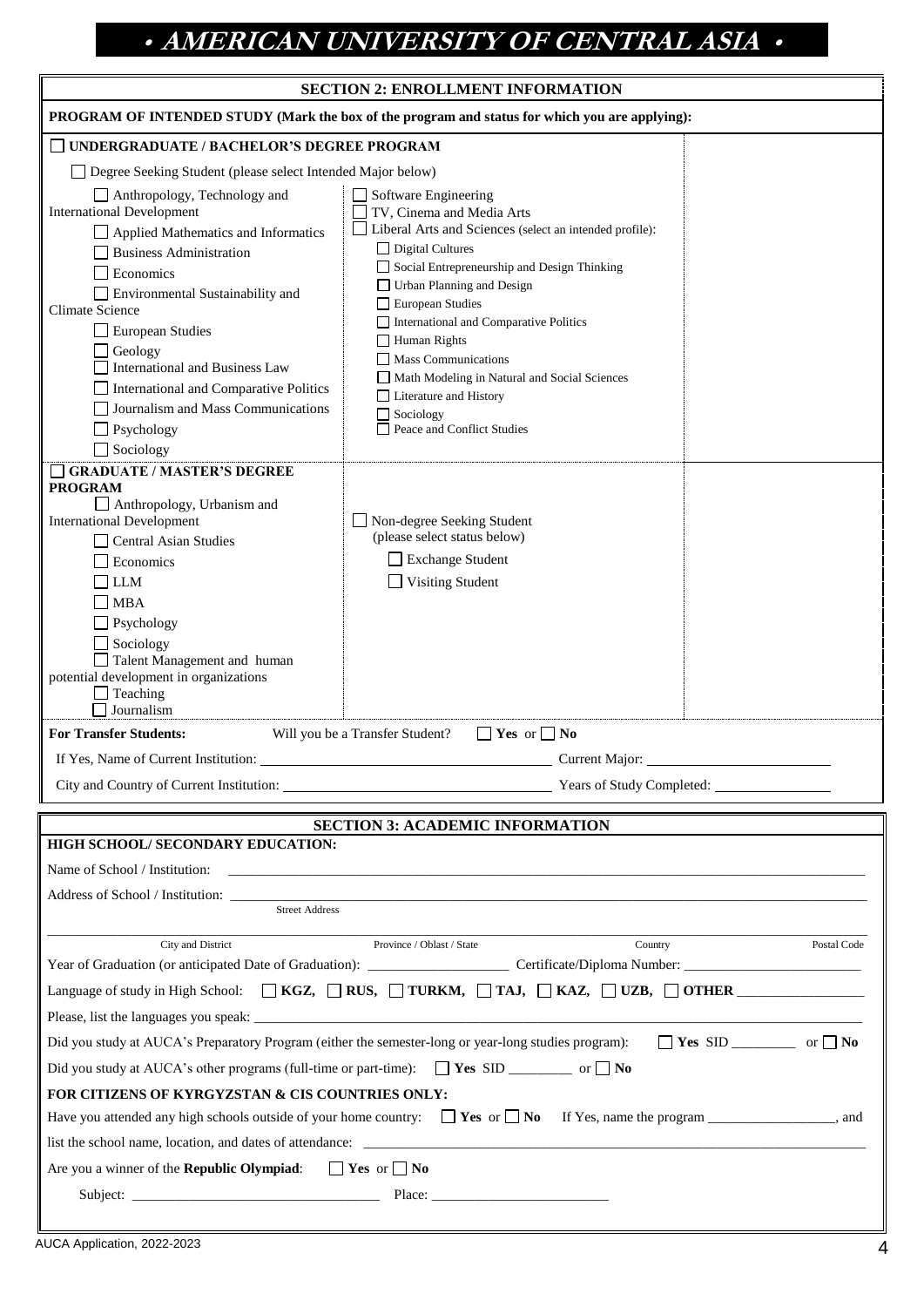# • AMERICAN UNIVERSITY OF CENTRAL ASIA •

## SECTION 2: ENROLLMENT INFORMATION

**PROGRAM OF INTENDED STUDY (Mark the box of the program and status for which you are applying):**

☐ **UNDERGRADUATE / BACHELOR'S DEGREE PROGRAM**

☐ Degree Seeking Student (please select Intended Major below)

- ☐ Anthropology, Technology and International Development
- ☐ Applied Mathematics and Informatics
- ☐ Business Administration
- ☐ Economics
- ☐ Environmental Sustainability and Climate Science
- ☐ European Studies
- ☐ Geology
- ☐ International and Business Law
- ☐ International and Comparative Politics
- ☐ Journalism and Mass Communications
- ☐ Psychology
- ☐ Sociology
- ☐ Software Engineering
- ☐ TV, Cinema and Media Arts
- ☐ Liberal Arts and Sciences (select an intended profile):
  - ☐ Digital Cultures
  - ☐ Social Entrepreneurship and Design Thinking
  - ☐ Urban Planning and Design
  - ☐ European Studies
  - ☐ International and Comparative Politics
  - ☐ Human Rights
  - ☐ Mass Communications
  - ☐ Math Modeling in Natural and Social Sciences
  - ☐ Literature and History
  - ☐ Sociology
  - ☐ Peace and Conflict Studies

☐ **GRADUATE / MASTER'S DEGREE PROGRAM**

- ☐ Anthropology, Urbanism and International Development
- ☐ Central Asian Studies
- ☐ Economics
- ☐ LLM
- ☐ MBA
- ☐ Psychology
- ☐ Sociology
- ☐ Talent Management and human potential development in organizations
- ☐ Teaching
- ☐ Journalism

☐ Non-degree Seeking Student (please select status below)

- ☐ Exchange Student
- ☐ Visiting Student

**For Transfer Students:** Will you be a Transfer Student? ☐ **Yes** or ☐ **No**

If Yes, Name of Current Institution: ______________________ Current Major: ______________________

City and Country of Current Institution: ______________________ Years of Study Completed: ______________

## SECTION 3: ACADEMIC INFORMATION

**HIGH SCHOOL/ SECONDARY EDUCATION:**

Name of School / Institution: ______________________________________________

Address of School / Institution: ______________________________________________
Street Address

______________________________________________
City and District | Province / Oblast / State | Country | Postal Code

Year of Graduation (or anticipated Date of Graduation): ______________ Certificate/Diploma Number: ______________

Language of study in High School: ☐ **KGZ**, ☐ **RUS**, ☐ **TURKM**, ☐ **TAJ**, ☐ **KAZ**, ☐ **UZB**, ☐ **OTHER** ______________

Please, list the languages you speak: ______________________________________________

Did you study at AUCA's Preparatory Program (either the semester-long or year-long studies program): ☐ **Yes** SID ________ or ☐ **No**

Did you study at AUCA's other programs (full-time or part-time): ☐ **Yes** SID ________ or ☐ **No**

**FOR CITIZENS OF KYRGYZSTAN & CIS COUNTRIES ONLY:**

Have you attended any high schools outside of your home country: ☐ **Yes** or ☐ **No** If Yes, name the program ______________, and list the school name, location, and dates of attendance: ______________________________________________

Are you a winner of the **Republic Olympiad**: ☐ **Yes** or ☐ **No**

Subject: ______________________ Place: ______________________

AUCA Application, 2022-2023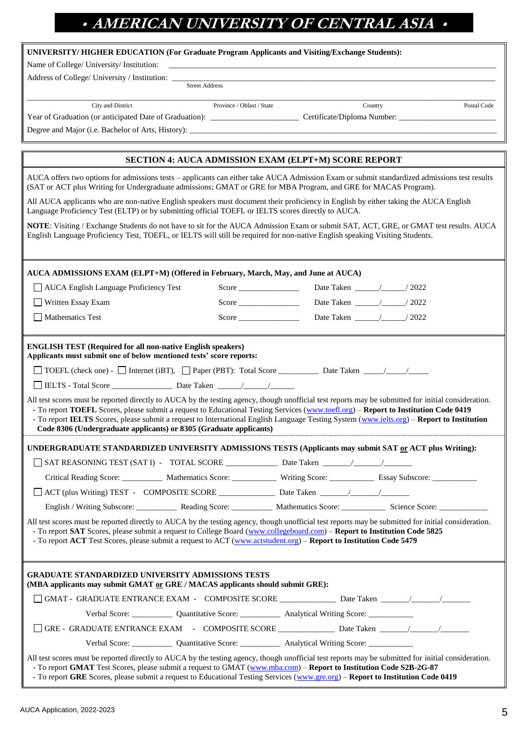# • AMERICAN UNIVERSITY OF CENTRAL ASIA •

**UNIVERSITY/ HIGHER EDUCATION (For Graduate Program Applicants and Visiting/Exchange Students):**

Name of College/ University/ Institution: ______________________________

Address of College/ University / Institution: ______________________________
Street Address

______________________________
City and District | Province / Oblast / State | Country | Postal Code

Year of Graduation (or anticipated Date of Graduation): ____________ Certificate/Diploma Number: ____________

Degree and Major (i.e. Bachelor of Arts, History): ______________________________

## SECTION 4: AUCA ADMISSION EXAM (ELPT+M) SCORE REPORT

AUCA offers two options for admissions tests – applicants can either take AUCA Admission Exam or submit standardized admissions test results (SAT or ACT plus Writing for Undergraduate admissions; GMAT or GRE for MBA Program, and GRE for MACAS Program).

All AUCA applicants who are non-native English speakers must document their proficiency in English by either taking the AUCA English Language Proficiency Test (ELTP) or by submitting official TOEFL or IELTS scores directly to AUCA.

**NOTE**: Visiting / Exchange Students do not have to sit for the AUCA Admission Exam or submit SAT, ACT, GRE, or GMAT test results. AUCA English Language Proficiency Test, TOEFL, or IELTS will still be required for non-native English speaking Visiting Students.

**AUCA ADMISSIONS EXAM (ELPT+M) (Offered in February, March, May, and June at AUCA)**

- ☐ AUCA English Language Proficiency Test  Score ____________  Date Taken ____/____/ 2022
- ☐ Written Essay Exam  Score ____________  Date Taken ____/____/ 2022
- ☐ Mathematics Test  Score ____________  Date Taken ____/____/ 2022

**ENGLISH TEST (Required for all non-native English speakers)**
**Applicants must submit one of below mentioned tests' score reports:**

- ☐ TOEFL (check one) - ☐ Internet (iBT), ☐ Paper (PBT): Total Score ________ Date Taken ____/____/____
- ☐ IELTS - Total Score ____________ Date Taken ____/____/____

All test scores must be reported directly to AUCA by the testing agency, though unofficial test reports may be submitted for initial consideration.
- To report **TOEFL** Scores, please submit a request to Educational Testing Services (www.toefl.org) – **Report to Institution Code 0419**
- To report **IELTS** Scores, please submit a request to International English Language Testing System (www.ielts.org) – **Report to Institution Code 8306 (Undergraduate applicants) or 8305 (Graduate applicants)**

**UNDERGRADUATE STANDARDIZED UNIVERSITY ADMISSIONS TESTS (Applicants may submit SAT or ACT plus Writing):**

- ☐ SAT REASONING TEST (SAT I) - TOTAL SCORE __________ Date Taken ____/____/____
  Critical Reading Score: ________ Mathematics Score: ________ Writing Score: ________ Essay Subscore: ________
- ☐ ACT (plus Writing) TEST - COMPOSITE SCORE __________ Date Taken ____/____/____
  English / Writing Subscore: ________ Reading Score: ________ Mathematics Score: ________ Science Score: ________

All test scores must be reported directly to AUCA by the testing agency, though unofficial test reports may be submitted for initial consideration.
- To report **SAT** Scores, please submit a request to College Board (www.collegeboard.com) – **Report to Institution Code 5825**
- To report **ACT** Test Scores, please submit a request to ACT (www.actstudent.org) – **Report to Institution Code 5479**

**GRADUATE STANDARDIZED UNIVERSITY ADMISSIONS TESTS**
**(MBA applicants may submit GMAT or GRE / MACAS applicants should submit GRE):**

- ☐ GMAT - GRADUATE ENTRANCE EXAM - COMPOSITE SCORE __________ Date Taken ____/____/____
  Verbal Score: ________ Quantitative Score: ________ Analytical Writing Score: ________
- ☐ GRE - GRADUATE ENTRANCE EXAM - COMPOSITE SCORE __________ Date Taken ____/____/____
  Verbal Score: ________ Quantitative Score: ________ Analytical Writing Score: ________

All test scores must be reported directly to AUCA by the testing agency, though unofficial test reports may be submitted for initial consideration.
- To report **GMAT** Test Scores, please submit a request to GMAT (www.mba.com) – **Report to Institution Code S2B-2G-87**
- To report **GRE** Scores, please submit a request to Educational Testing Services (www.gre.org) – **Report to Institution Code 0419**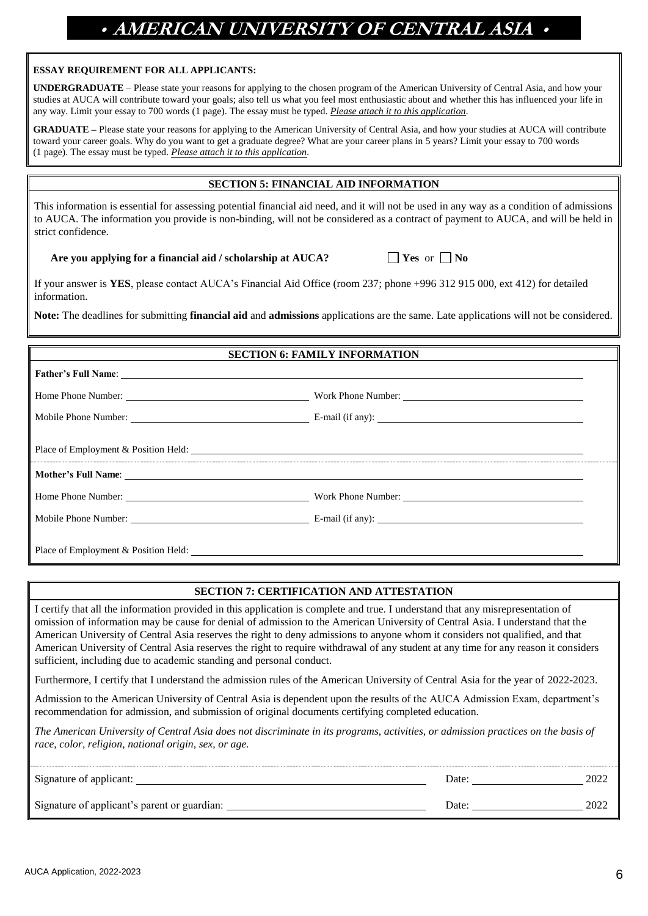# • AMERICAN UNIVERSITY OF CENTRAL ASIA •

**ESSAY REQUIREMENT FOR ALL APPLICANTS:**

**UNDERGRADUATE** – Please state your reasons for applying to the chosen program of the American University of Central Asia, and how your studies at AUCA will contribute toward your goals; also tell us what you feel most enthusiastic about and whether this has influenced your life in any way. Limit your essay to 700 words (1 page). The essay must be typed. ***Please attach it to this application***.

**GRADUATE –** Please state your reasons for applying to the American University of Central Asia, and how your studies at AUCA will contribute toward your career goals. Why do you want to get a graduate degree? What are your career plans in 5 years? Limit your essay to 700 words (1 page). The essay must be typed. ***Please attach it to this application***.

## SECTION 5: FINANCIAL AID INFORMATION

This information is essential for assessing potential financial aid need, and it will not be used in any way as a condition of admissions to AUCA. The information you provide is non-binding, will not be considered as a contract of payment to AUCA, and will be held in strict confidence.

**Are you applying for a financial aid / scholarship at AUCA?** ☐ **Yes** or ☐ **No**

If your answer is **YES**, please contact AUCA's Financial Aid Office (room 237; phone +996 312 915 000, ext 412) for detailed information.

**Note:** The deadlines for submitting **financial aid** and **admissions** applications are the same. Late applications will not be considered.

## SECTION 6: FAMILY INFORMATION

**Father's Full Name**: ______________________________

Home Phone Number: ______________ Work Phone Number: ______________

Mobile Phone Number: ______________ E-mail (if any): ______________

Place of Employment & Position Held: ______________________________

**Mother's Full Name**: ______________________________

Home Phone Number: ______________ Work Phone Number: ______________

Mobile Phone Number: ______________ E-mail (if any): ______________

Place of Employment & Position Held: ______________________________

## SECTION 7: CERTIFICATION AND ATTESTATION

I certify that all the information provided in this application is complete and true. I understand that any misrepresentation of omission of information may be cause for denial of admission to the American University of Central Asia. I understand that the American University of Central Asia reserves the right to deny admissions to anyone whom it considers not qualified, and that American University of Central Asia reserves the right to require withdrawal of any student at any time for any reason it considers sufficient, including due to academic standing and personal conduct.

Furthermore, I certify that I understand the admission rules of the American University of Central Asia for the year of 2022-2023.

Admission to the American University of Central Asia is dependent upon the results of the AUCA Admission Exam, department's recommendation for admission, and submission of original documents certifying completed education.

*The American University of Central Asia does not discriminate in its programs, activities, or admission practices on the basis of race, color, religion, national origin, sex, or age.*

Signature of applicant: ______________________________ Date: ______________ 2022

Signature of applicant's parent or guardian: ______________________________ Date: ______________ 2022

AUCA Application, 2022-2023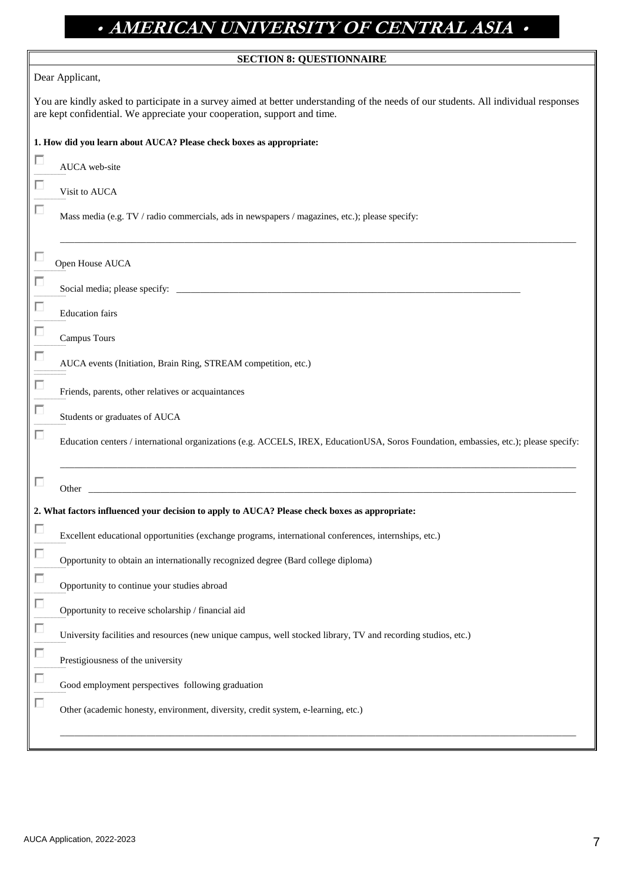# • AMERICAN UNIVERSITY OF CENTRAL ASIA •

## SECTION 8: QUESTIONNAIRE

Dear Applicant,

You are kindly asked to participate in a survey aimed at better understanding of the needs of our students. All individual responses are kept confidential. We appreciate your cooperation, support and time.

**1. How did you learn about AUCA? Please check boxes as appropriate:**

- ☐ AUCA web-site
- ☐ Visit to AUCA
- ☐ Mass media (e.g. TV / radio commercials, ads in newspapers / magazines, etc.); please specify:

  ______________________________________________________________________________
- ☐ Open House AUCA
- ☐ Social media; please specify: ____________________________________________________________
- ☐ Education fairs
- ☐ Campus Tours
- ☐ AUCA events (Initiation, Brain Ring, STREAM competition, etc.)
- ☐ Friends, parents, other relatives or acquaintances
- ☐ Students or graduates of AUCA
- ☐ Education centers / international organizations (e.g. ACCELS, IREX, EducationUSA, Soros Foundation, embassies, etc.); please specify:

  ______________________________________________________________________________
- ☐ Other ________________________________________________________________________

**2. What factors influenced your decision to apply to AUCA? Please check boxes as appropriate:**

- ☐ Excellent educational opportunities (exchange programs, international conferences, internships, etc.)
- ☐ Opportunity to obtain an internationally recognized degree (Bard college diploma)
- ☐ Opportunity to continue your studies abroad
- ☐ Opportunity to receive scholarship / financial aid
- ☐ University facilities and resources (new unique campus, well stocked library, TV and recording studios, etc.)
- ☐ Prestigiousness of the university
- ☐ Good employment perspectives following graduation
- ☐ Other (academic honesty, environment, diversity, credit system, e-learning, etc.)

  ______________________________________________________________________________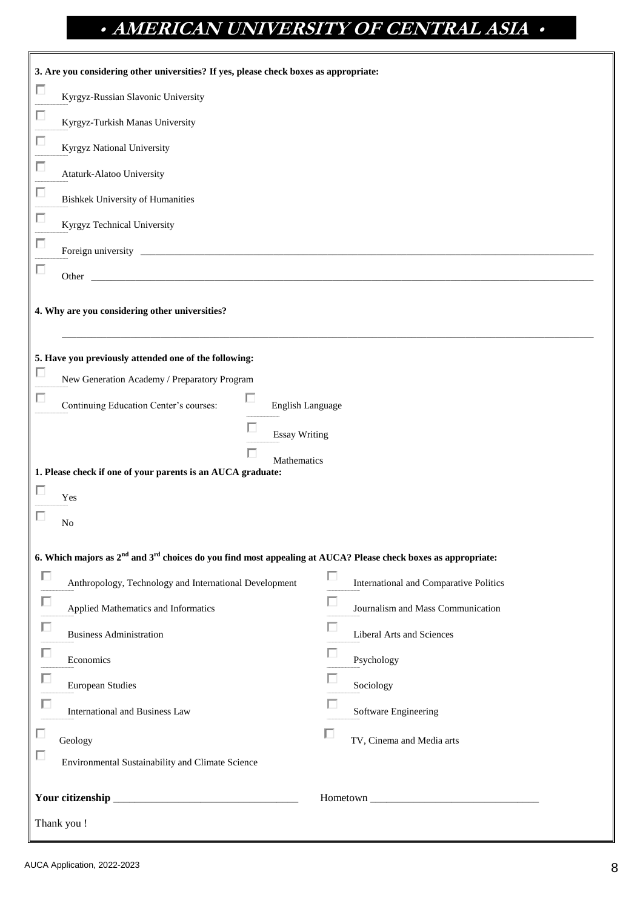# • AMERICAN UNIVERSITY OF CENTRAL ASIA •

**3. Are you considering other universities? If yes, please check boxes as appropriate:**

- ☐ Kyrgyz-Russian Slavonic University
- ☐ Kyrgyz-Turkish Manas University
- ☐ Kyrgyz National University
- ☐ Ataturk-Alatoo University
- ☐ Bishkek University of Humanities
- ☐ Kyrgyz Technical University
- ☐ Foreign university ______________________________________________
- ☐ Other ______________________________________________

**4. Why are you considering other universities?**

______________________________________________

**5. Have you previously attended one of the following:**

- ☐ New Generation Academy / Preparatory Program
- ☐ Continuing Education Center's courses:
  - ☐ English Language
  - ☐ Essay Writing
  - ☐ Mathematics

**1. Please check if one of your parents is an AUCA graduate:**

- ☐ Yes
- ☐ No

**6. Which majors as 2nd and 3rd choices do you find most appealing at AUCA? Please check boxes as appropriate:**

- ☐ Anthropology, Technology and International Development
- ☐ Applied Mathematics and Informatics
- ☐ Business Administration
- ☐ Economics
- ☐ European Studies
- ☐ International and Business Law
- ☐ Geology
- ☐ Environmental Sustainability and Climate Science
- ☐ International and Comparative Politics
- ☐ Journalism and Mass Communication
- ☐ Liberal Arts and Sciences
- ☐ Psychology
- ☐ Sociology
- ☐ Software Engineering
- ☐ TV, Cinema and Media arts

**Your citizenship** ______________________________ Hometown ______________________________

Thank you !

AUCA Application, 2022-2023